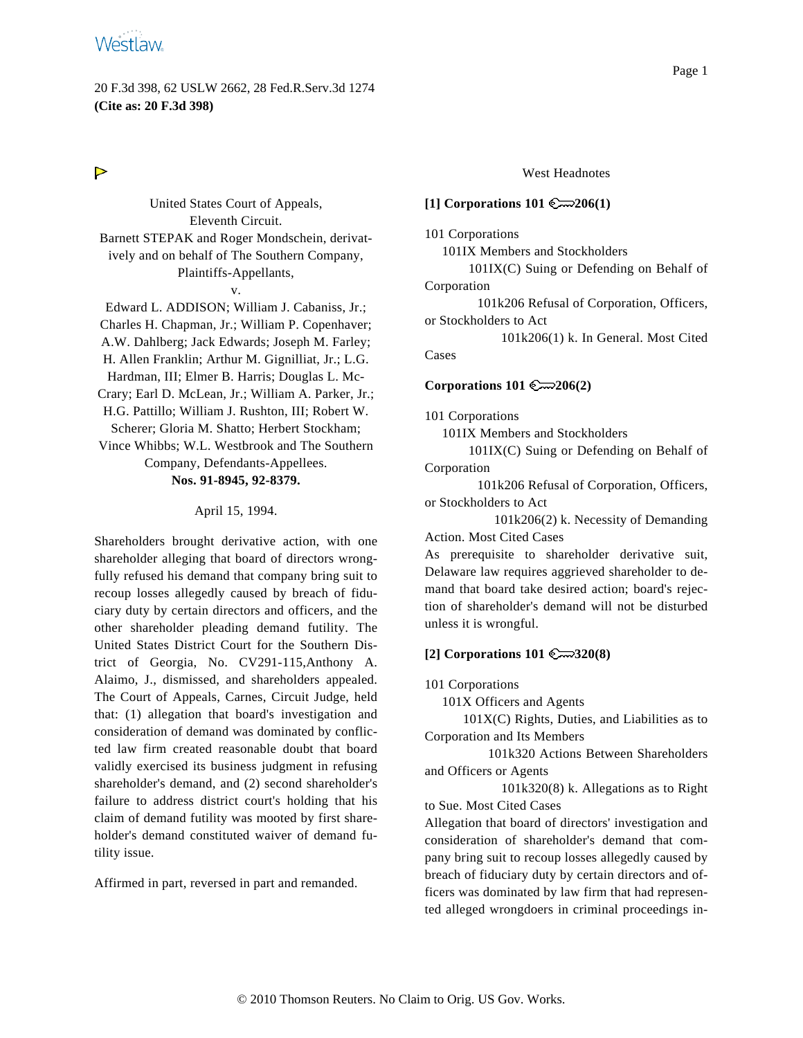20 F.3d 398, 62 USLW 2662, 28 Fed.R.Serv.3d 1274
**(Cite as: 20 F.3d 398)**

United States Court of Appeals,
Eleventh Circuit.
Barnett STEPAK and Roger Mondschein, derivatively and on behalf of The Southern Company,
Plaintiffs-Appellants,
v.
Edward L. ADDISON; William J. Cabaniss, Jr.; Charles H. Chapman, Jr.; William P. Copenhaver; A.W. Dahlberg; Jack Edwards; Joseph M. Farley; H. Allen Franklin; Arthur M. Gignilliat, Jr.; L.G. Hardman, III; Elmer B. Harris; Douglas L. McCrary; Earl D. McLean, Jr.; William A. Parker, Jr.; H.G. Pattillo; William J. Rushton, III; Robert W. Scherer; Gloria M. Shatto; Herbert Stockham; Vince Whibbs; W.L. Westbrook and The Southern Company, Defendants-Appellees.
**Nos. 91-8945, 92-8379.**

April 15, 1994.

Shareholders brought derivative action, with one shareholder alleging that board of directors wrongfully refused his demand that company bring suit to recoup losses allegedly caused by breach of fiduciary duty by certain directors and officers, and the other shareholder pleading demand futility. The United States District Court for the Southern District of Georgia, No. CV291-115,Anthony A. Alaimo, J., dismissed, and shareholders appealed. The Court of Appeals, Carnes, Circuit Judge, held that: (1) allegation that board's investigation and consideration of demand was dominated by conflicted law firm created reasonable doubt that board validly exercised its business judgment in refusing shareholder's demand, and (2) second shareholder's failure to address district court's holding that his claim of demand futility was mooted by first shareholder's demand constituted waiver of demand futility issue.

Affirmed in part, reversed in part and remanded.

West Headnotes

**[1] Corporations 101 206(1)**

101 Corporations
101IX Members and Stockholders
101IX(C) Suing or Defending on Behalf of Corporation
101k206 Refusal of Corporation, Officers, or Stockholders to Act
101k206(1) k. In General. Most Cited Cases

**Corporations 101 206(2)**

101 Corporations
101IX Members and Stockholders
101IX(C) Suing or Defending on Behalf of Corporation
101k206 Refusal of Corporation, Officers, or Stockholders to Act
101k206(2) k. Necessity of Demanding Action. Most Cited Cases

As prerequisite to shareholder derivative suit, Delaware law requires aggrieved shareholder to demand that board take desired action; board's rejection of shareholder's demand will not be disturbed unless it is wrongful.

**[2] Corporations 101 320(8)**

101 Corporations
101X Officers and Agents
101X(C) Rights, Duties, and Liabilities as to Corporation and Its Members
101k320 Actions Between Shareholders and Officers or Agents
101k320(8) k. Allegations as to Right to Sue. Most Cited Cases

Allegation that board of directors' investigation and consideration of shareholder's demand that company bring suit to recoup losses allegedly caused by breach of fiduciary duty by certain directors and officers was dominated by law firm that had represented alleged wrongdoers in criminal proceedings in-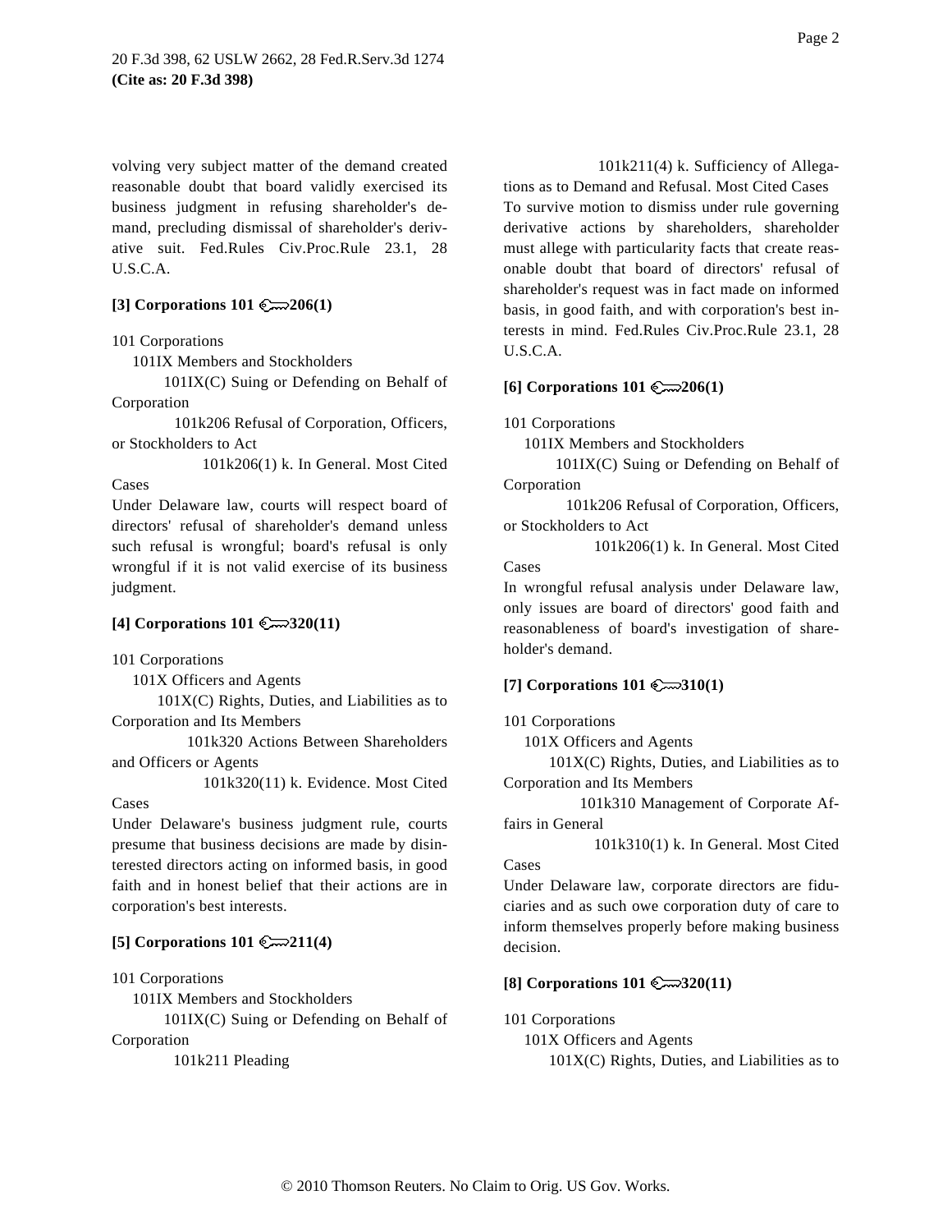volving very subject matter of the demand created reasonable doubt that board validly exercised its business judgment in refusing shareholder's demand, precluding dismissal of shareholder's derivative suit. Fed.Rules Civ.Proc.Rule 23.1, 28 U.S.C.A.

**[3] Corporations 101 206(1)**

101 Corporations
101IX Members and Stockholders
101IX(C) Suing or Defending on Behalf of Corporation
101k206 Refusal of Corporation, Officers, or Stockholders to Act
101k206(1) k. In General. Most Cited Cases

Under Delaware law, courts will respect board of directors' refusal of shareholder's demand unless such refusal is wrongful; board's refusal is only wrongful if it is not valid exercise of its business judgment.

**[4] Corporations 101 320(11)**

101 Corporations
101X Officers and Agents
101X(C) Rights, Duties, and Liabilities as to Corporation and Its Members
101k320 Actions Between Shareholders and Officers or Agents
101k320(11) k. Evidence. Most Cited Cases

Under Delaware's business judgment rule, courts presume that business decisions are made by disinterested directors acting on informed basis, in good faith and in honest belief that their actions are in corporation's best interests.

**[5] Corporations 101 211(4)**

101 Corporations
101IX Members and Stockholders
101IX(C) Suing or Defending on Behalf of Corporation
101k211 Pleading
101k211(4) k. Sufficiency of Allegations as to Demand and Refusal. Most Cited Cases

To survive motion to dismiss under rule governing derivative actions by shareholders, shareholder must allege with particularity facts that create reasonable doubt that board of directors' refusal of shareholder's request was in fact made on informed basis, in good faith, and with corporation's best interests in mind. Fed.Rules Civ.Proc.Rule 23.1, 28 U.S.C.A.

**[6] Corporations 101 206(1)**

101 Corporations
101IX Members and Stockholders
101IX(C) Suing or Defending on Behalf of Corporation
101k206 Refusal of Corporation, Officers, or Stockholders to Act
101k206(1) k. In General. Most Cited Cases

In wrongful refusal analysis under Delaware law, only issues are board of directors' good faith and reasonableness of board's investigation of shareholder's demand.

**[7] Corporations 101 310(1)**

101 Corporations
101X Officers and Agents
101X(C) Rights, Duties, and Liabilities as to Corporation and Its Members
101k310 Management of Corporate Affairs in General
101k310(1) k. In General. Most Cited Cases

Under Delaware law, corporate directors are fiduciaries and as such owe corporation duty of care to inform themselves properly before making business decision.

**[8] Corporations 101 320(11)**

101 Corporations
101X Officers and Agents
101X(C) Rights, Duties, and Liabilities as to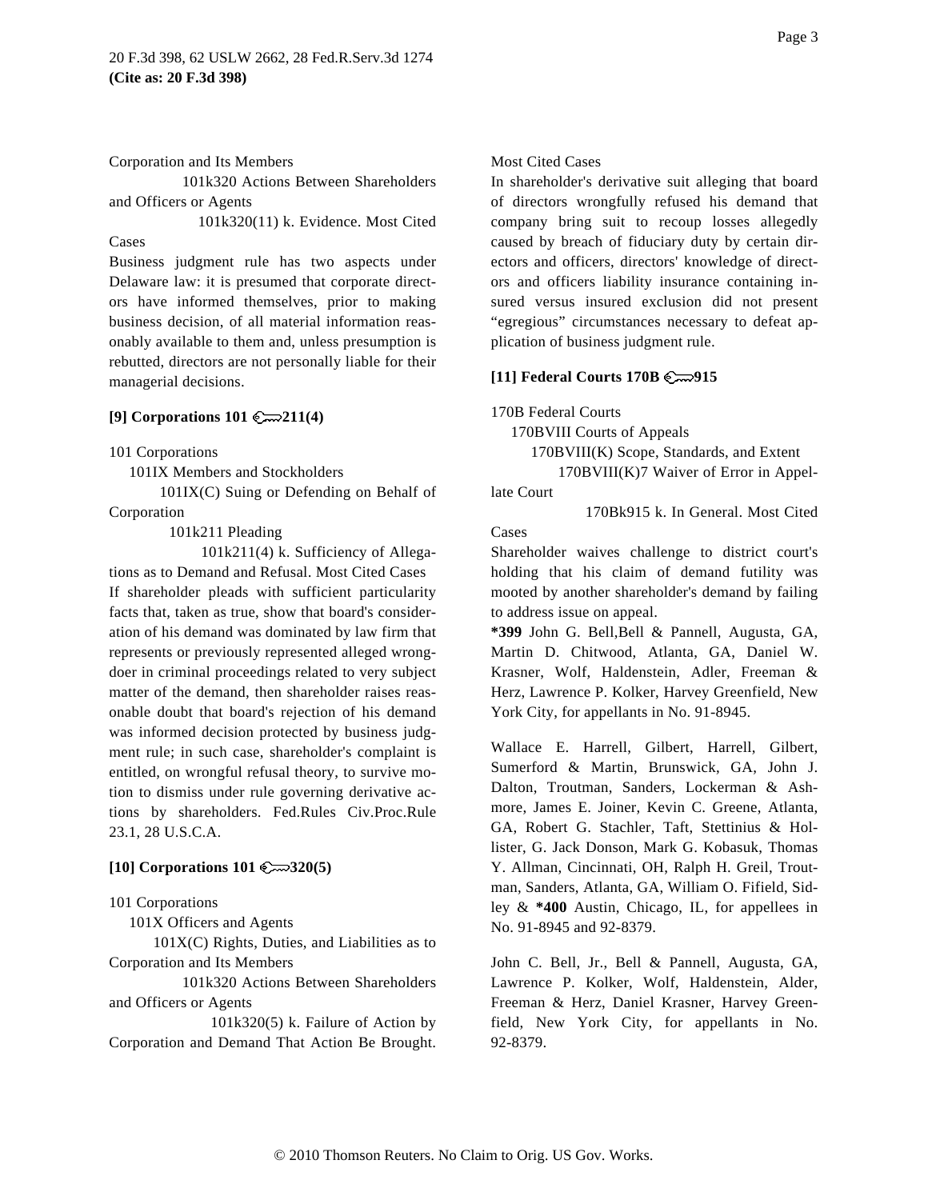Corporation and Its Members

101k320 Actions Between Shareholders and Officers or Agents

101k320(11) k. Evidence. Most Cited Cases

Business judgment rule has two aspects under Delaware law: it is presumed that corporate directors have informed themselves, prior to making business decision, of all material information reasonably available to them and, unless presumption is rebutted, directors are not personally liable for their managerial decisions.

**[9] Corporations 101 211(4)**

101 Corporations

101IX Members and Stockholders

101IX(C) Suing or Defending on Behalf of Corporation

101k211 Pleading

101k211(4) k. Sufficiency of Allegations as to Demand and Refusal. Most Cited Cases

If shareholder pleads with sufficient particularity facts that, taken as true, show that board's consideration of his demand was dominated by law firm that represents or previously represented alleged wrongdoer in criminal proceedings related to very subject matter of the demand, then shareholder raises reasonable doubt that board's rejection of his demand was informed decision protected by business judgment rule; in such case, shareholder's complaint is entitled, on wrongful refusal theory, to survive motion to dismiss under rule governing derivative actions by shareholders. Fed.Rules Civ.Proc.Rule 23.1, 28 U.S.C.A.

**[10] Corporations 101 320(5)**

101 Corporations

101X Officers and Agents

101X(C) Rights, Duties, and Liabilities as to Corporation and Its Members

101k320 Actions Between Shareholders and Officers or Agents

101k320(5) k. Failure of Action by Corporation and Demand That Action Be Brought. Most Cited Cases

In shareholder's derivative suit alleging that board of directors wrongfully refused his demand that company bring suit to recoup losses allegedly caused by breach of fiduciary duty by certain directors and officers, directors' knowledge of directors and officers liability insurance containing insured versus insured exclusion did not present "egregious" circumstances necessary to defeat application of business judgment rule.

**[11] Federal Courts 170B 915**

170B Federal Courts

170BVIII Courts of Appeals

170BVIII(K) Scope, Standards, and Extent

170BVIII(K)7 Waiver of Error in Appellate Court

170Bk915 k. In General. Most Cited Cases

Shareholder waives challenge to district court's holding that his claim of demand futility was mooted by another shareholder's demand by failing to address issue on appeal.

**\*399** John G. Bell,Bell & Pannell, Augusta, GA, Martin D. Chitwood, Atlanta, GA, Daniel W. Krasner, Wolf, Haldenstein, Adler, Freeman & Herz, Lawrence P. Kolker, Harvey Greenfield, New York City, for appellants in No. 91-8945.

Wallace E. Harrell, Gilbert, Harrell, Gilbert, Sumerford & Martin, Brunswick, GA, John J. Dalton, Troutman, Sanders, Lockerman & Ashmore, James E. Joiner, Kevin C. Greene, Atlanta, GA, Robert G. Stachler, Taft, Stettinius & Hollister, G. Jack Donson, Mark G. Kobasuk, Thomas Y. Allman, Cincinnati, OH, Ralph H. Greil, Troutman, Sanders, Atlanta, GA, William O. Fifield, Sidley & **\*400** Austin, Chicago, IL, for appellees in No. 91-8945 and 92-8379.

John C. Bell, Jr., Bell & Pannell, Augusta, GA, Lawrence P. Kolker, Wolf, Haldenstein, Alder, Freeman & Herz, Daniel Krasner, Harvey Greenfield, New York City, for appellants in No. 92-8379.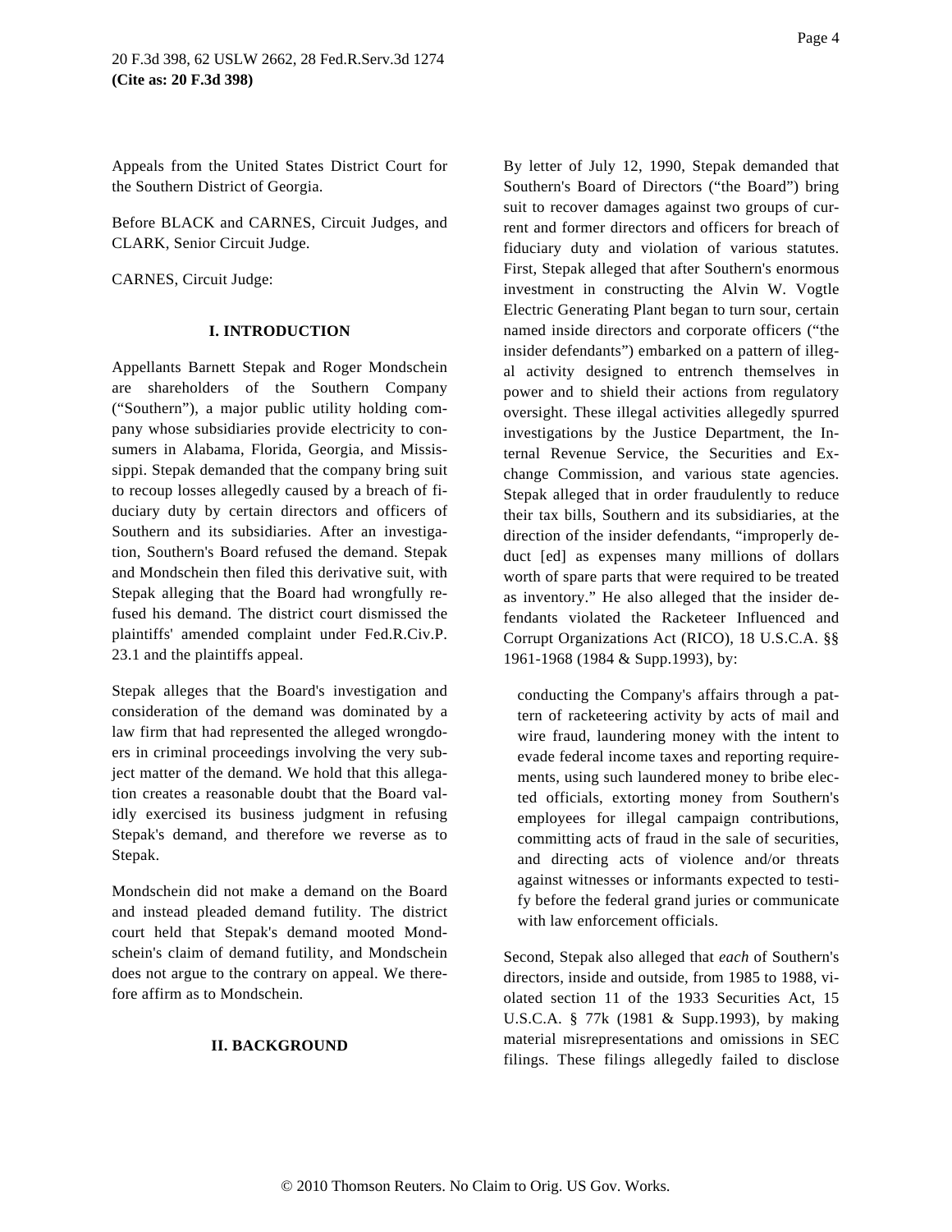Appeals from the United States District Court for the Southern District of Georgia.

Before BLACK and CARNES, Circuit Judges, and CLARK, Senior Circuit Judge.

CARNES, Circuit Judge:

## I. INTRODUCTION

Appellants Barnett Stepak and Roger Mondschein are shareholders of the Southern Company ("Southern"), a major public utility holding company whose subsidiaries provide electricity to consumers in Alabama, Florida, Georgia, and Mississippi. Stepak demanded that the company bring suit to recoup losses allegedly caused by a breach of fiduciary duty by certain directors and officers of Southern and its subsidiaries. After an investigation, Southern's Board refused the demand. Stepak and Mondschein then filed this derivative suit, with Stepak alleging that the Board had wrongfully refused his demand. The district court dismissed the plaintiffs' amended complaint under Fed.R.Civ.P. 23.1 and the plaintiffs appeal.

Stepak alleges that the Board's investigation and consideration of the demand was dominated by a law firm that had represented the alleged wrongdoers in criminal proceedings involving the very subject matter of the demand. We hold that this allegation creates a reasonable doubt that the Board validly exercised its business judgment in refusing Stepak's demand, and therefore we reverse as to Stepak.

Mondschein did not make a demand on the Board and instead pleaded demand futility. The district court held that Stepak's demand mooted Mondschein's claim of demand futility, and Mondschein does not argue to the contrary on appeal. We therefore affirm as to Mondschein.

## II. BACKGROUND

By letter of July 12, 1990, Stepak demanded that Southern's Board of Directors ("the Board") bring suit to recover damages against two groups of current and former directors and officers for breach of fiduciary duty and violation of various statutes. First, Stepak alleged that after Southern's enormous investment in constructing the Alvin W. Vogtle Electric Generating Plant began to turn sour, certain named inside directors and corporate officers ("the insider defendants") embarked on a pattern of illegal activity designed to entrench themselves in power and to shield their actions from regulatory oversight. These illegal activities allegedly spurred investigations by the Justice Department, the Internal Revenue Service, the Securities and Exchange Commission, and various state agencies. Stepak alleged that in order fraudulently to reduce their tax bills, Southern and its subsidiaries, at the direction of the insider defendants, "improperly deduct [ed] as expenses many millions of dollars worth of spare parts that were required to be treated as inventory." He also alleged that the insider defendants violated the Racketeer Influenced and Corrupt Organizations Act (RICO), 18 U.S.C.A. §§ 1961-1968 (1984 & Supp.1993), by:

> conducting the Company's affairs through a pattern of racketeering activity by acts of mail and wire fraud, laundering money with the intent to evade federal income taxes and reporting requirements, using such laundered money to bribe elected officials, extorting money from Southern's employees for illegal campaign contributions, committing acts of fraud in the sale of securities, and directing acts of violence and/or threats against witnesses or informants expected to testify before the federal grand juries or communicate with law enforcement officials.

Second, Stepak also alleged that *each* of Southern's directors, inside and outside, from 1985 to 1988, violated section 11 of the 1933 Securities Act, 15 U.S.C.A. § 77k (1981 & Supp.1993), by making material misrepresentations and omissions in SEC filings. These filings allegedly failed to disclose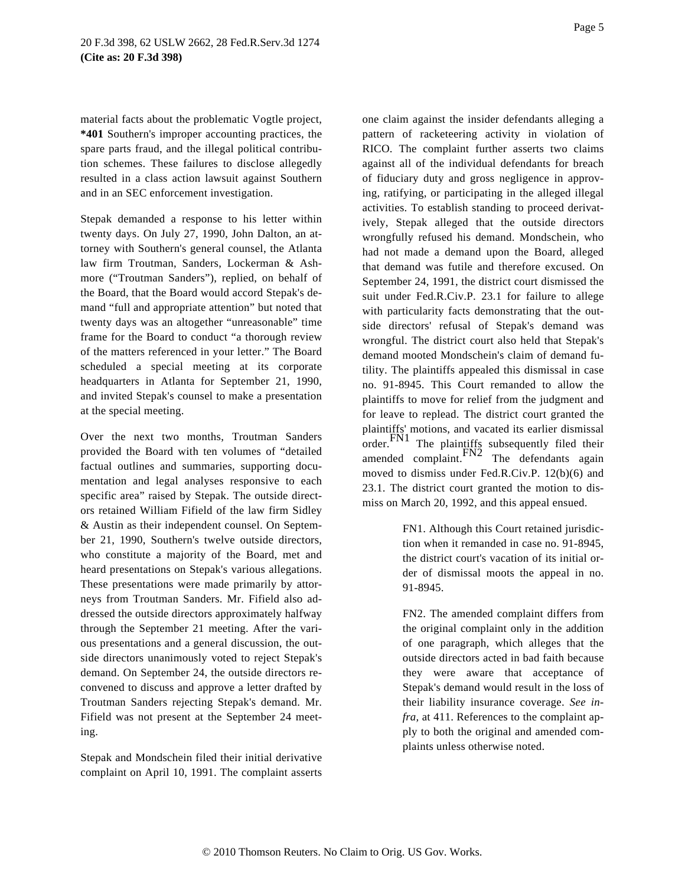material facts about the problematic Vogtle project, **\*401** Southern's improper accounting practices, the spare parts fraud, and the illegal political contribution schemes. These failures to disclose allegedly resulted in a class action lawsuit against Southern and in an SEC enforcement investigation.

Stepak demanded a response to his letter within twenty days. On July 27, 1990, John Dalton, an attorney with Southern's general counsel, the Atlanta law firm Troutman, Sanders, Lockerman & Ashmore ("Troutman Sanders"), replied, on behalf of the Board, that the Board would accord Stepak's demand "full and appropriate attention" but noted that twenty days was an altogether "unreasonable" time frame for the Board to conduct "a thorough review of the matters referenced in your letter." The Board scheduled a special meeting at its corporate headquarters in Atlanta for September 21, 1990, and invited Stepak's counsel to make a presentation at the special meeting.

Over the next two months, Troutman Sanders provided the Board with ten volumes of "detailed factual outlines and summaries, supporting documentation and legal analyses responsive to each specific area" raised by Stepak. The outside directors retained William Fifield of the law firm Sidley & Austin as their independent counsel. On September 21, 1990, Southern's twelve outside directors, who constitute a majority of the Board, met and heard presentations on Stepak's various allegations. These presentations were made primarily by attorneys from Troutman Sanders. Mr. Fifield also addressed the outside directors approximately halfway through the September 21 meeting. After the various presentations and a general discussion, the outside directors unanimously voted to reject Stepak's demand. On September 24, the outside directors reconvened to discuss and approve a letter drafted by Troutman Sanders rejecting Stepak's demand. Mr. Fifield was not present at the September 24 meeting.

Stepak and Mondschein filed their initial derivative complaint on April 10, 1991. The complaint asserts one claim against the insider defendants alleging a pattern of racketeering activity in violation of RICO. The complaint further asserts two claims against all of the individual defendants for breach of fiduciary duty and gross negligence in approving, ratifying, or participating in the alleged illegal activities. To establish standing to proceed derivatively, Stepak alleged that the outside directors wrongfully refused his demand. Mondschein, who had not made a demand upon the Board, alleged that demand was futile and therefore excused. On September 24, 1991, the district court dismissed the suit under Fed.R.Civ.P. 23.1 for failure to allege with particularity facts demonstrating that the outside directors' refusal of Stepak's demand was wrongful. The district court also held that Stepak's demand mooted Mondschein's claim of demand futility. The plaintiffs appealed this dismissal in case no. 91-8945. This Court remanded to allow the plaintiffs to move for relief from the judgment and for leave to replead. The district court granted the plaintiffs' motions, and vacated its earlier dismissal order.[FN1] The plaintiffs subsequently filed their amended complaint.[FN2] The defendants again moved to dismiss under Fed.R.Civ.P. 12(b)(6) and 23.1. The district court granted the motion to dismiss on March 20, 1992, and this appeal ensued.

> FN1. Although this Court retained jurisdiction when it remanded in case no. 91-8945, the district court's vacation of its initial order of dismissal moots the appeal in no. 91-8945.

> FN2. The amended complaint differs from the original complaint only in the addition of one paragraph, which alleges that the outside directors acted in bad faith because they were aware that acceptance of Stepak's demand would result in the loss of their liability insurance coverage. *See infra,* at 411. References to the complaint apply to both the original and amended complaints unless otherwise noted.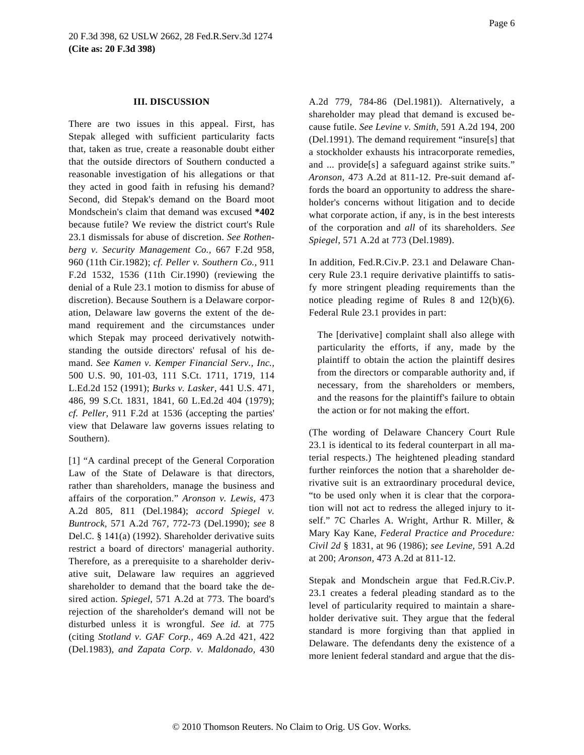### III. DISCUSSION

There are two issues in this appeal. First, has Stepak alleged with sufficient particularity facts that, taken as true, create a reasonable doubt either that the outside directors of Southern conducted a reasonable investigation of his allegations or that they acted in good faith in refusing his demand? Second, did Stepak's demand on the Board moot Mondschein's claim that demand was excused **\*402** because futile? We review the district court's Rule 23.1 dismissals for abuse of discretion. *See Rothenberg v. Security Management Co.,* 667 F.2d 958, 960 (11th Cir.1982); *cf. Peller v. Southern Co.,* 911 F.2d 1532, 1536 (11th Cir.1990) (reviewing the denial of a Rule 23.1 motion to dismiss for abuse of discretion). Because Southern is a Delaware corporation, Delaware law governs the extent of the demand requirement and the circumstances under which Stepak may proceed derivatively notwithstanding the outside directors' refusal of his demand. *See Kamen v. Kemper Financial Serv., Inc.,* 500 U.S. 90, 101-03, 111 S.Ct. 1711, 1719, 114 L.Ed.2d 152 (1991); *Burks v. Lasker,* 441 U.S. 471, 486, 99 S.Ct. 1831, 1841, 60 L.Ed.2d 404 (1979); *cf. Peller,* 911 F.2d at 1536 (accepting the parties' view that Delaware law governs issues relating to Southern).

[1] "A cardinal precept of the General Corporation Law of the State of Delaware is that directors, rather than shareholders, manage the business and affairs of the corporation." *Aronson v. Lewis,* 473 A.2d 805, 811 (Del.1984); *accord Spiegel v. Buntrock,* 571 A.2d 767, 772-73 (Del.1990); *see* 8 Del.C. § 141(a) (1992). Shareholder derivative suits restrict a board of directors' managerial authority. Therefore, as a prerequisite to a shareholder derivative suit, Delaware law requires an aggrieved shareholder to demand that the board take the desired action. *Spiegel,* 571 A.2d at 773. The board's rejection of the shareholder's demand will not be disturbed unless it is wrongful. *See id.* at 775 (citing *Stotland v. GAF Corp.,* 469 A.2d 421, 422 (Del.1983), *and Zapata Corp. v. Maldonado,* 430 A.2d 779, 784-86 (Del.1981)). Alternatively, a shareholder may plead that demand is excused because futile. *See Levine v. Smith,* 591 A.2d 194, 200 (Del.1991). The demand requirement "insure[s] that a stockholder exhausts his intracorporate remedies, and ... provide[s] a safeguard against strike suits." *Aronson,* 473 A.2d at 811-12. Pre-suit demand affords the board an opportunity to address the shareholder's concerns without litigation and to decide what corporate action, if any, is in the best interests of the corporation and *all* of its shareholders. *See Spiegel,* 571 A.2d at 773 (Del.1989).

In addition, Fed.R.Civ.P. 23.1 and Delaware Chancery Rule 23.1 require derivative plaintiffs to satisfy more stringent pleading requirements than the notice pleading regime of Rules 8 and 12(b)(6). Federal Rule 23.1 provides in part:

> The [derivative] complaint shall also allege with particularity the efforts, if any, made by the plaintiff to obtain the action the plaintiff desires from the directors or comparable authority and, if necessary, from the shareholders or members, and the reasons for the plaintiff's failure to obtain the action or for not making the effort.

(The wording of Delaware Chancery Court Rule 23.1 is identical to its federal counterpart in all material respects.) The heightened pleading standard further reinforces the notion that a shareholder derivative suit is an extraordinary procedural device, "to be used only when it is clear that the corporation will not act to redress the alleged injury to itself." 7C Charles A. Wright, Arthur R. Miller, & Mary Kay Kane, *Federal Practice and Procedure: Civil 2d* § 1831, at 96 (1986); *see Levine,* 591 A.2d at 200; *Aronson,* 473 A.2d at 811-12.

Stepak and Mondschein argue that Fed.R.Civ.P. 23.1 creates a federal pleading standard as to the level of particularity required to maintain a shareholder derivative suit. They argue that the federal standard is more forgiving than that applied in Delaware. The defendants deny the existence of a more lenient federal standard and argue that the dis-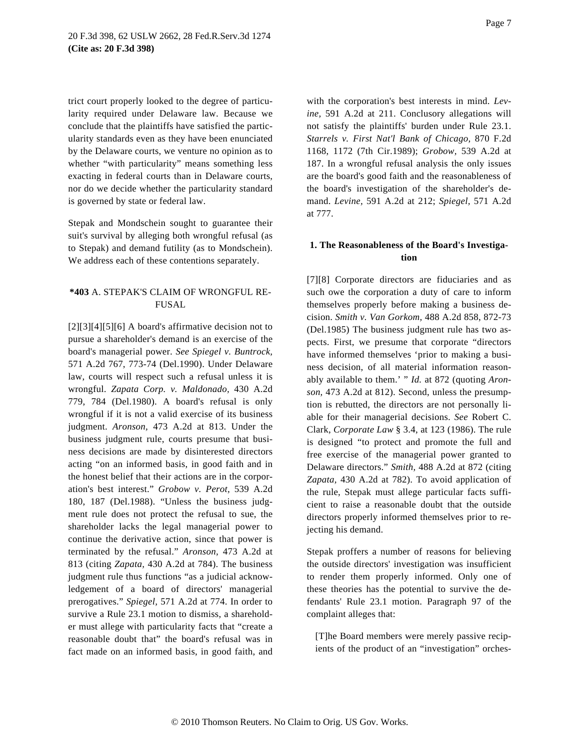trict court properly looked to the degree of particularity required under Delaware law. Because we conclude that the plaintiffs have satisfied the particularity standards even as they have been enunciated by the Delaware courts, we venture no opinion as to whether "with particularity" means something less exacting in federal courts than in Delaware courts, nor do we decide whether the particularity standard is governed by state or federal law.

Stepak and Mondschein sought to guarantee their suit's survival by alleging both wrongful refusal (as to Stepak) and demand futility (as to Mondschein). We address each of these contentions separately.

### **\*403** A. STEPAK'S CLAIM OF WRONGFUL REFUSAL

[2][3][4][5][6] A board's affirmative decision not to pursue a shareholder's demand is an exercise of the board's managerial power. *See Spiegel v. Buntrock,* 571 A.2d 767, 773-74 (Del.1990). Under Delaware law, courts will respect such a refusal unless it is wrongful. *Zapata Corp. v. Maldonado,* 430 A.2d 779, 784 (Del.1980). A board's refusal is only wrongful if it is not a valid exercise of its business judgment. *Aronson,* 473 A.2d at 813. Under the business judgment rule, courts presume that business decisions are made by disinterested directors acting "on an informed basis, in good faith and in the honest belief that their actions are in the corporation's best interest." *Grobow v. Perot,* 539 A.2d 180, 187 (Del.1988). "Unless the business judgment rule does not protect the refusal to sue, the shareholder lacks the legal managerial power to continue the derivative action, since that power is terminated by the refusal." *Aronson,* 473 A.2d at 813 (citing *Zapata,* 430 A.2d at 784). The business judgment rule thus functions "as a judicial acknowledgement of a board of directors' managerial prerogatives." *Spiegel,* 571 A.2d at 774. In order to survive a Rule 23.1 motion to dismiss, a shareholder must allege with particularity facts that "create a reasonable doubt that" the board's refusal was in fact made on an informed basis, in good faith, and with the corporation's best interests in mind. *Levine,* 591 A.2d at 211. Conclusory allegations will not satisfy the plaintiffs' burden under Rule 23.1. *Starrels v. First Nat'l Bank of Chicago,* 870 F.2d 1168, 1172 (7th Cir.1989); *Grobow,* 539 A.2d at 187. In a wrongful refusal analysis the only issues are the board's good faith and the reasonableness of the board's investigation of the shareholder's demand. *Levine,* 591 A.2d at 212; *Spiegel,* 571 A.2d at 777.

#### **1. The Reasonableness of the Board's Investigation**

[7][8] Corporate directors are fiduciaries and as such owe the corporation a duty of care to inform themselves properly before making a business decision. *Smith v. Van Gorkom,* 488 A.2d 858, 872-73 (Del.1985) The business judgment rule has two aspects. First, we presume that corporate "directors have informed themselves 'prior to making a business decision, of all material information reasonably available to them.' " *Id.* at 872 (quoting *Aronson,* 473 A.2d at 812). Second, unless the presumption is rebutted, the directors are not personally liable for their managerial decisions. *See* Robert C. Clark, *Corporate Law* § 3.4, at 123 (1986). The rule is designed "to protect and promote the full and free exercise of the managerial power granted to Delaware directors." *Smith,* 488 A.2d at 872 (citing *Zapata,* 430 A.2d at 782). To avoid application of the rule, Stepak must allege particular facts sufficient to raise a reasonable doubt that the outside directors properly informed themselves prior to rejecting his demand.

Stepak proffers a number of reasons for believing the outside directors' investigation was insufficient to render them properly informed. Only one of these theories has the potential to survive the defendants' Rule 23.1 motion. Paragraph 97 of the complaint alleges that:

> [T]he Board members were merely passive recipients of the product of an "investigation" orches-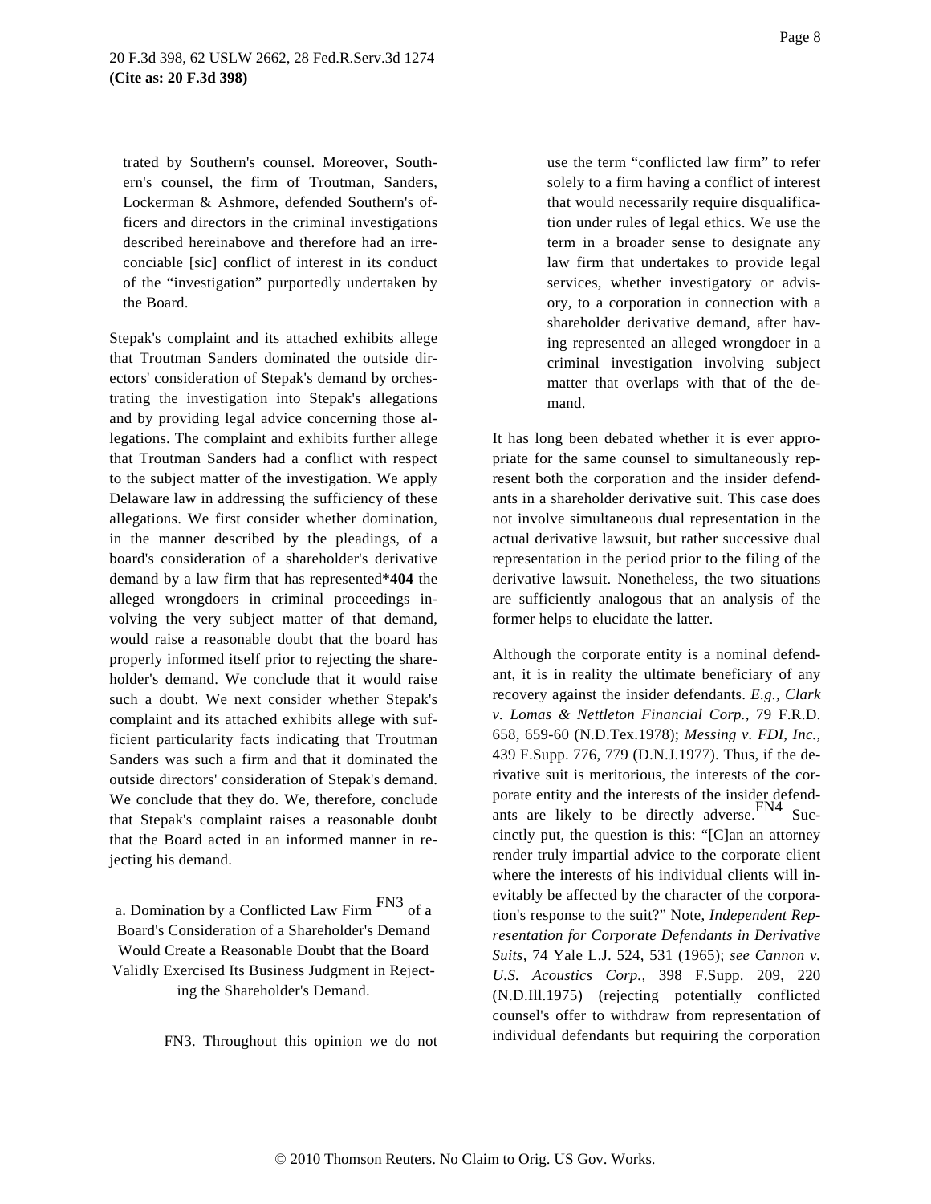trated by Southern's counsel. Moreover, Southern's counsel, the firm of Troutman, Sanders, Lockerman & Ashmore, defended Southern's officers and directors in the criminal investigations described hereinabove and therefore had an irreconciable [sic] conflict of interest in its conduct of the "investigation" purportedly undertaken by the Board.

Stepak's complaint and its attached exhibits allege that Troutman Sanders dominated the outside directors' consideration of Stepak's demand by orchestrating the investigation into Stepak's allegations and by providing legal advice concerning those allegations. The complaint and exhibits further allege that Troutman Sanders had a conflict with respect to the subject matter of the investigation. We apply Delaware law in addressing the sufficiency of these allegations. We first consider whether domination, in the manner described by the pleadings, of a board's consideration of a shareholder's derivative demand by a law firm that has represented**\*404** the alleged wrongdoers in criminal proceedings involving the very subject matter of that demand, would raise a reasonable doubt that the board has properly informed itself prior to rejecting the shareholder's demand. We conclude that it would raise such a doubt. We next consider whether Stepak's complaint and its attached exhibits allege with sufficient particularity facts indicating that Troutman Sanders was such a firm and that it dominated the outside directors' consideration of Stepak's demand. We conclude that they do. We, therefore, conclude that Stepak's complaint raises a reasonable doubt that the Board acted in an informed manner in rejecting his demand.

a. Domination by a Conflicted Law Firm [FN3] of a Board's Consideration of a Shareholder's Demand Would Create a Reasonable Doubt that the Board Validly Exercised Its Business Judgment in Rejecting the Shareholder's Demand.

> FN3. Throughout this opinion we do not use the term "conflicted law firm" to refer solely to a firm having a conflict of interest that would necessarily require disqualification under rules of legal ethics. We use the term in a broader sense to designate any law firm that undertakes to provide legal services, whether investigatory or advisory, to a corporation in connection with a shareholder derivative demand, after having represented an alleged wrongdoer in a criminal investigation involving subject matter that overlaps with that of the demand.

It has long been debated whether it is ever appropriate for the same counsel to simultaneously represent both the corporation and the insider defendants in a shareholder derivative suit. This case does not involve simultaneous dual representation in the actual derivative lawsuit, but rather successive dual representation in the period prior to the filing of the derivative lawsuit. Nonetheless, the two situations are sufficiently analogous that an analysis of the former helps to elucidate the latter.

Although the corporate entity is a nominal defendant, it is in reality the ultimate beneficiary of any recovery against the insider defendants. *E.g., Clark v. Lomas & Nettleton Financial Corp.,* 79 F.R.D. 658, 659-60 (N.D.Tex.1978); *Messing v. FDI, Inc.,* 439 F.Supp. 776, 779 (D.N.J.1977). Thus, if the derivative suit is meritorious, the interests of the corporate entity and the interests of the insider defendants are likely to be directly adverse.[FN4] Succinctly put, the question is this: "[C]an an attorney render truly impartial advice to the corporate client where the interests of his individual clients will inevitably be affected by the character of the corporation's response to the suit?" Note, *Independent Representation for Corporate Defendants in Derivative Suits,* 74 Yale L.J. 524, 531 (1965); *see Cannon v. U.S. Acoustics Corp.,* 398 F.Supp. 209, 220 (N.D.Ill.1975) (rejecting potentially conflicted counsel's offer to withdraw from representation of individual defendants but requiring the corporation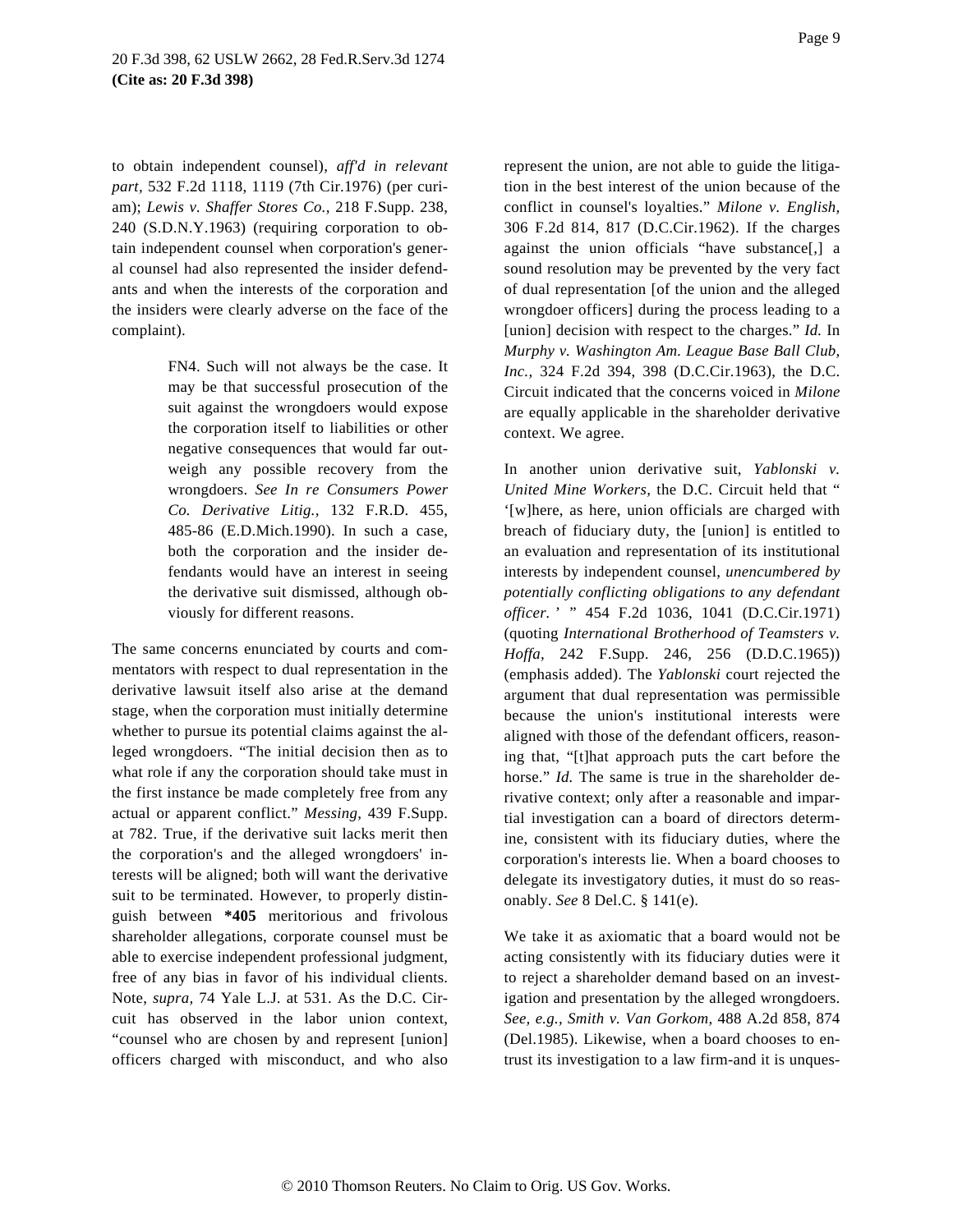to obtain independent counsel), *aff'd in relevant part*, 532 F.2d 1118, 1119 (7th Cir.1976) (per curiam); *Lewis v. Shaffer Stores Co.*, 218 F.Supp. 238, 240 (S.D.N.Y.1963) (requiring corporation to obtain independent counsel when corporation's general counsel had also represented the insider defendants and when the interests of the corporation and the insiders were clearly adverse on the face of the complaint).

> FN4. Such will not always be the case. It may be that successful prosecution of the suit against the wrongdoers would expose the corporation itself to liabilities or other negative consequences that would far outweigh any possible recovery from the wrongdoers. *See In re Consumers Power Co. Derivative Litig.*, 132 F.R.D. 455, 485-86 (E.D.Mich.1990). In such a case, both the corporation and the insider defendants would have an interest in seeing the derivative suit dismissed, although obviously for different reasons.

The same concerns enunciated by courts and commentators with respect to dual representation in the derivative lawsuit itself also arise at the demand stage, when the corporation must initially determine whether to pursue its potential claims against the alleged wrongdoers. "The initial decision then as to what role if any the corporation should take must in the first instance be made completely free from any actual or apparent conflict." *Messing*, 439 F.Supp. at 782. True, if the derivative suit lacks merit then the corporation's and the alleged wrongdoers' interests will be aligned; both will want the derivative suit to be terminated. However, to properly distinguish between **\*405** meritorious and frivolous shareholder allegations, corporate counsel must be able to exercise independent professional judgment, free of any bias in favor of his individual clients. Note, *supra*, 74 Yale L.J. at 531. As the D.C. Circuit has observed in the labor union context, "counsel who are chosen by and represent [union] officers charged with misconduct, and who also represent the union, are not able to guide the litigation in the best interest of the union because of the conflict in counsel's loyalties." *Milone v. English*, 306 F.2d 814, 817 (D.C.Cir.1962). If the charges against the union officials "have substance[,] a sound resolution may be prevented by the very fact of dual representation [of the union and the alleged wrongdoer officers] during the process leading to a [union] decision with respect to the charges." *Id.* In *Murphy v. Washington Am. League Base Ball Club, Inc.*, 324 F.2d 394, 398 (D.C.Cir.1963), the D.C. Circuit indicated that the concerns voiced in *Milone* are equally applicable in the shareholder derivative context. We agree.

In another union derivative suit, *Yablonski v. United Mine Workers*, the D.C. Circuit held that " '[w]here, as here, union officials are charged with breach of fiduciary duty, the [union] is entitled to an evaluation and representation of its institutional interests by independent counsel, *unencumbered by potentially conflicting obligations to any defendant officer.* ' " 454 F.2d 1036, 1041 (D.C.Cir.1971) (quoting *International Brotherhood of Teamsters v. Hoffa*, 242 F.Supp. 246, 256 (D.D.C.1965)) (emphasis added). The *Yablonski* court rejected the argument that dual representation was permissible because the union's institutional interests were aligned with those of the defendant officers, reasoning that, "[t]hat approach puts the cart before the horse." *Id.* The same is true in the shareholder derivative context; only after a reasonable and impartial investigation can a board of directors determine, consistent with its fiduciary duties, where the corporation's interests lie. When a board chooses to delegate its investigatory duties, it must do so reasonably. *See* 8 Del.C. § 141(e).

We take it as axiomatic that a board would not be acting consistently with its fiduciary duties were it to reject a shareholder demand based on an investigation and presentation by the alleged wrongdoers. *See, e.g., Smith v. Van Gorkom*, 488 A.2d 858, 874 (Del.1985). Likewise, when a board chooses to entrust its investigation to a law firm-and it is unques-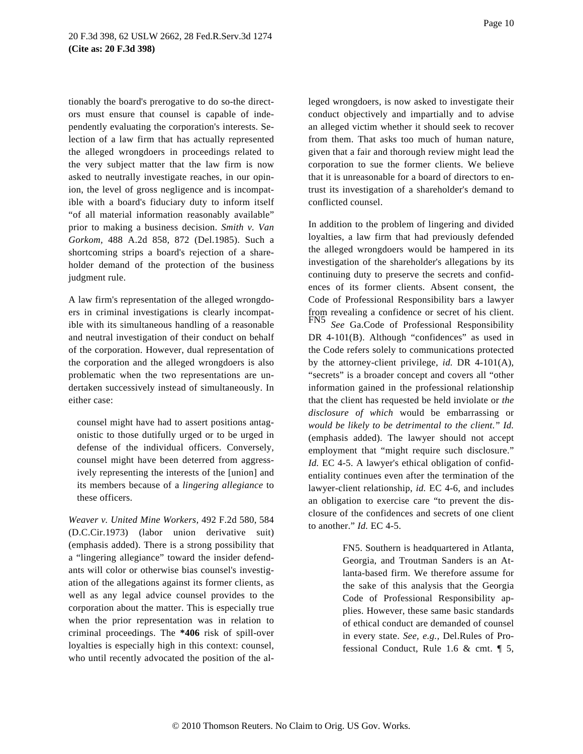tionably the board's prerogative to do so-the directors must ensure that counsel is capable of independently evaluating the corporation's interests. Selection of a law firm that has actually represented the alleged wrongdoers in proceedings related to the very subject matter that the law firm is now asked to neutrally investigate reaches, in our opinion, the level of gross negligence and is incompatible with a board's fiduciary duty to inform itself "of all material information reasonably available" prior to making a business decision. *Smith v. Van Gorkom*, 488 A.2d 858, 872 (Del.1985). Such a shortcoming strips a board's rejection of a shareholder demand of the protection of the business judgment rule.

A law firm's representation of the alleged wrongdoers in criminal investigations is clearly incompatible with its simultaneous handling of a reasonable and neutral investigation of their conduct on behalf of the corporation. However, dual representation of the corporation and the alleged wrongdoers is also problematic when the two representations are undertaken successively instead of simultaneously. In either case:

> counsel might have had to assert positions antagonistic to those dutifully urged or to be urged in defense of the individual officers. Conversely, counsel might have been deterred from aggressively representing the interests of the [union] and its members because of a *lingering allegiance* to these officers.

*Weaver v. United Mine Workers,* 492 F.2d 580, 584 (D.C.Cir.1973) (labor union derivative suit) (emphasis added). There is a strong possibility that a "lingering allegiance" toward the insider defendants will color or otherwise bias counsel's investigation of the allegations against its former clients, as well as any legal advice counsel provides to the corporation about the matter. This is especially true when the prior representation was in relation to criminal proceedings. The **\*406** risk of spill-over loyalties is especially high in this context: counsel, who until recently advocated the position of the alleged wrongdoers, is now asked to investigate their conduct objectively and impartially and to advise an alleged victim whether it should seek to recover from them. That asks too much of human nature, given that a fair and thorough review might lead the corporation to sue the former clients. We believe that it is unreasonable for a board of directors to entrust its investigation of a shareholder's demand to conflicted counsel.

In addition to the problem of lingering and divided loyalties, a law firm that had previously defended the alleged wrongdoers would be hampered in its investigation of the shareholder's allegations by its continuing duty to preserve the secrets and confidences of its former clients. Absent consent, the Code of Professional Responsibility bars a lawyer from revealing a confidence or secret of his client.[FN5] *See* Ga.Code of Professional Responsibility DR 4-101(B). Although "confidences" as used in the Code refers solely to communications protected by the attorney-client privilege, *id.* DR 4-101(A), "secrets" is a broader concept and covers all "other information gained in the professional relationship that the client has requested be held inviolate or *the disclosure of which* would be embarrassing or *would be likely to be detrimental to the client." Id.* (emphasis added). The lawyer should not accept employment that "might require such disclosure." *Id.* EC 4-5. A lawyer's ethical obligation of confidentiality continues even after the termination of the lawyer-client relationship, *id.* EC 4-6, and includes an obligation to exercise care "to prevent the disclosure of the confidences and secrets of one client to another." *Id.* EC 4-5.

> FN5. Southern is headquartered in Atlanta, Georgia, and Troutman Sanders is an Atlanta-based firm. We therefore assume for the sake of this analysis that the Georgia Code of Professional Responsibility applies. However, these same basic standards of ethical conduct are demanded of counsel in every state. *See, e.g.,* Del.Rules of Professional Conduct, Rule 1.6 & cmt. ¶ 5,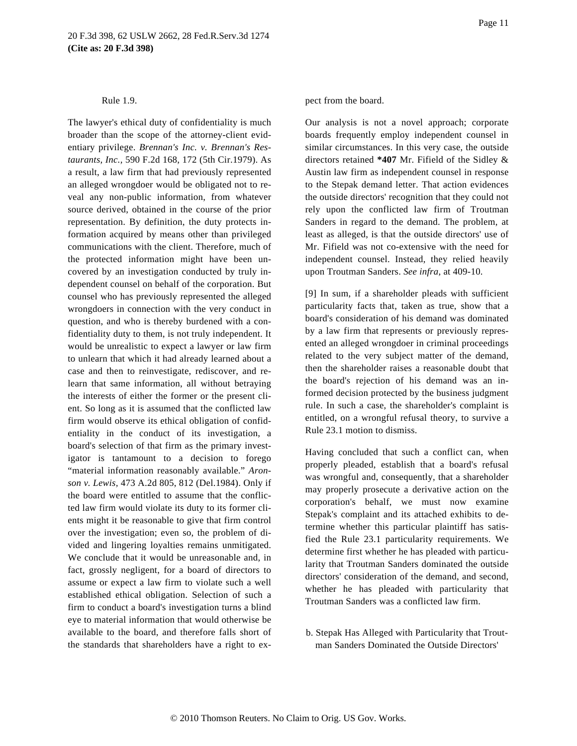Rule 1.9.

The lawyer's ethical duty of confidentiality is much broader than the scope of the attorney-client evidentiary privilege. *Brennan's Inc. v. Brennan's Restaurants, Inc.,* 590 F.2d 168, 172 (5th Cir.1979). As a result, a law firm that had previously represented an alleged wrongdoer would be obligated not to reveal any non-public information, from whatever source derived, obtained in the course of the prior representation. By definition, the duty protects information acquired by means other than privileged communications with the client. Therefore, much of the protected information might have been uncovered by an investigation conducted by truly independent counsel on behalf of the corporation. But counsel who has previously represented the alleged wrongdoers in connection with the very conduct in question, and who is thereby burdened with a confidentiality duty to them, is not truly independent. It would be unrealistic to expect a lawyer or law firm to unlearn that which it had already learned about a case and then to reinvestigate, rediscover, and relearn that same information, all without betraying the interests of either the former or the present client. So long as it is assumed that the conflicted law firm would observe its ethical obligation of confidentiality in the conduct of its investigation, a board's selection of that firm as the primary investigator is tantamount to a decision to forego "material information reasonably available." *Aronson v. Lewis,* 473 A.2d 805, 812 (Del.1984). Only if the board were entitled to assume that the conflicted law firm would violate its duty to its former clients might it be reasonable to give that firm control over the investigation; even so, the problem of divided and lingering loyalties remains unmitigated. We conclude that it would be unreasonable and, in fact, grossly negligent, for a board of directors to assume or expect a law firm to violate such a well established ethical obligation. Selection of such a firm to conduct a board's investigation turns a blind eye to material information that would otherwise be available to the board, and therefore falls short of the standards that shareholders have a right to expect from the board.

Our analysis is not a novel approach; corporate boards frequently employ independent counsel in similar circumstances. In this very case, the outside directors retained **\*407** Mr. Fifield of the Sidley & Austin law firm as independent counsel in response to the Stepak demand letter. That action evidences the outside directors' recognition that they could not rely upon the conflicted law firm of Troutman Sanders in regard to the demand. The problem, at least as alleged, is that the outside directors' use of Mr. Fifield was not co-extensive with the need for independent counsel. Instead, they relied heavily upon Troutman Sanders. *See infra,* at 409-10.

[9] In sum, if a shareholder pleads with sufficient particularity facts that, taken as true, show that a board's consideration of his demand was dominated by a law firm that represents or previously represented an alleged wrongdoer in criminal proceedings related to the very subject matter of the demand, then the shareholder raises a reasonable doubt that the board's rejection of his demand was an informed decision protected by the business judgment rule. In such a case, the shareholder's complaint is entitled, on a wrongful refusal theory, to survive a Rule 23.1 motion to dismiss.

Having concluded that such a conflict can, when properly pleaded, establish that a board's refusal was wrongful and, consequently, that a shareholder may properly prosecute a derivative action on the corporation's behalf, we must now examine Stepak's complaint and its attached exhibits to determine whether this particular plaintiff has satisfied the Rule 23.1 particularity requirements. We determine first whether he has pleaded with particularity that Troutman Sanders dominated the outside directors' consideration of the demand, and second, whether he has pleaded with particularity that Troutman Sanders was a conflicted law firm.

b. Stepak Has Alleged with Particularity that Troutman Sanders Dominated the Outside Directors'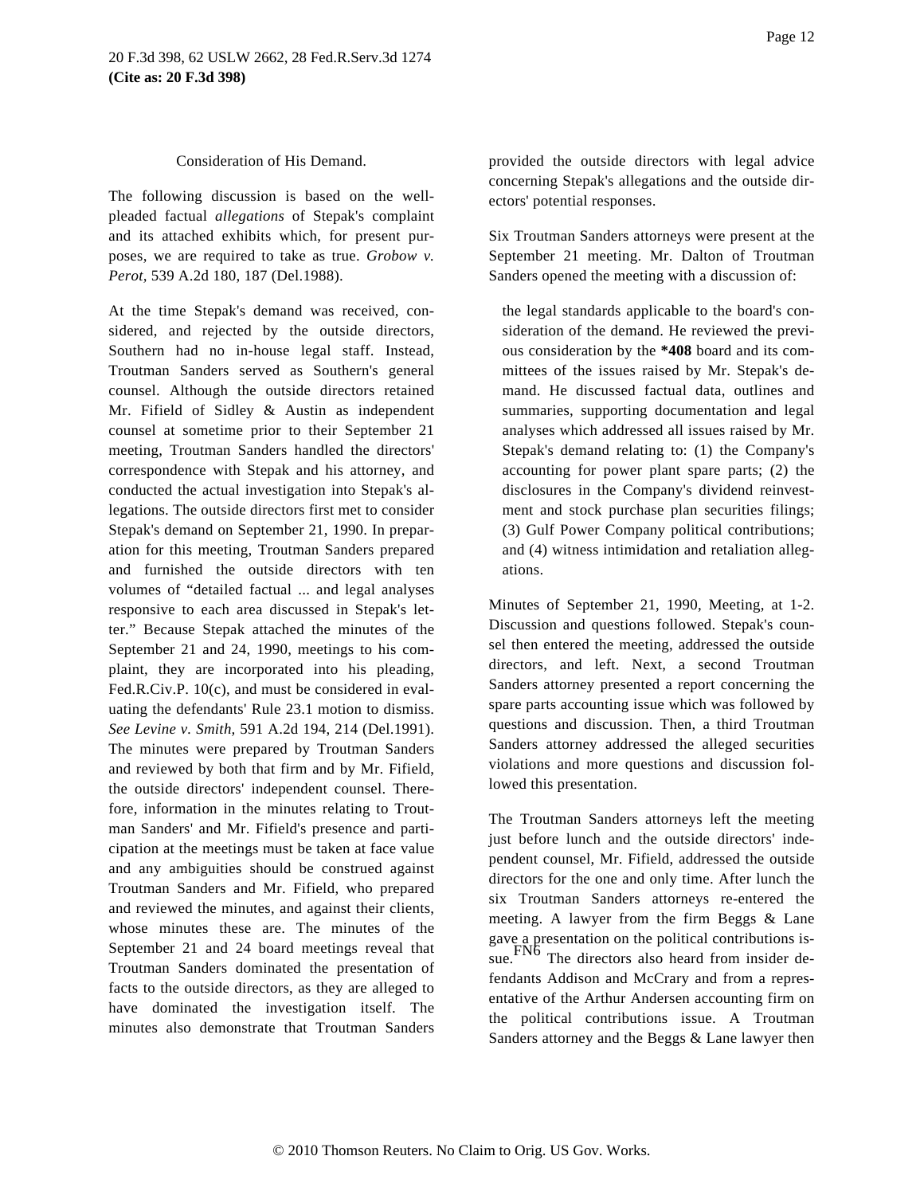Consideration of His Demand.

The following discussion is based on the well-pleaded factual *allegations* of Stepak's complaint and its attached exhibits which, for present purposes, we are required to take as true. *Grobow v. Perot,* 539 A.2d 180, 187 (Del.1988).

At the time Stepak's demand was received, considered, and rejected by the outside directors, Southern had no in-house legal staff. Instead, Troutman Sanders served as Southern's general counsel. Although the outside directors retained Mr. Fifield of Sidley & Austin as independent counsel at sometime prior to their September 21 meeting, Troutman Sanders handled the directors' correspondence with Stepak and his attorney, and conducted the actual investigation into Stepak's allegations. The outside directors first met to consider Stepak's demand on September 21, 1990. In preparation for this meeting, Troutman Sanders prepared and furnished the outside directors with ten volumes of "detailed factual ... and legal analyses responsive to each area discussed in Stepak's letter." Because Stepak attached the minutes of the September 21 and 24, 1990, meetings to his complaint, they are incorporated into his pleading, Fed.R.Civ.P. 10(c), and must be considered in evaluating the defendants' Rule 23.1 motion to dismiss. *See Levine v. Smith,* 591 A.2d 194, 214 (Del.1991). The minutes were prepared by Troutman Sanders and reviewed by both that firm and by Mr. Fifield, the outside directors' independent counsel. Therefore, information in the minutes relating to Troutman Sanders' and Mr. Fifield's presence and participation at the meetings must be taken at face value and any ambiguities should be construed against Troutman Sanders and Mr. Fifield, who prepared and reviewed the minutes, and against their clients, whose minutes these are. The minutes of the September 21 and 24 board meetings reveal that Troutman Sanders dominated the presentation of facts to the outside directors, as they are alleged to have dominated the investigation itself. The minutes also demonstrate that Troutman Sanders provided the outside directors with legal advice concerning Stepak's allegations and the outside directors' potential responses.

Six Troutman Sanders attorneys were present at the September 21 meeting. Mr. Dalton of Troutman Sanders opened the meeting with a discussion of:

> the legal standards applicable to the board's consideration of the demand. He reviewed the previous consideration by the **\*408** board and its committees of the issues raised by Mr. Stepak's demand. He discussed factual data, outlines and summaries, supporting documentation and legal analyses which addressed all issues raised by Mr. Stepak's demand relating to: (1) the Company's accounting for power plant spare parts; (2) the disclosures in the Company's dividend reinvestment and stock purchase plan securities filings; (3) Gulf Power Company political contributions; and (4) witness intimidation and retaliation allegations.

Minutes of September 21, 1990, Meeting, at 1-2. Discussion and questions followed. Stepak's counsel then entered the meeting, addressed the outside directors, and left. Next, a second Troutman Sanders attorney presented a report concerning the spare parts accounting issue which was followed by questions and discussion. Then, a third Troutman Sanders attorney addressed the alleged securities violations and more questions and discussion followed this presentation.

The Troutman Sanders attorneys left the meeting just before lunch and the outside directors' independent counsel, Mr. Fifield, addressed the outside directors for the one and only time. After lunch the six Troutman Sanders attorneys re-entered the meeting. A lawyer from the firm Beggs & Lane gave a presentation on the political contributions issue.[FN6] The directors also heard from insider defendants Addison and McCrary and from a representative of the Arthur Andersen accounting firm on the political contributions issue. A Troutman Sanders attorney and the Beggs & Lane lawyer then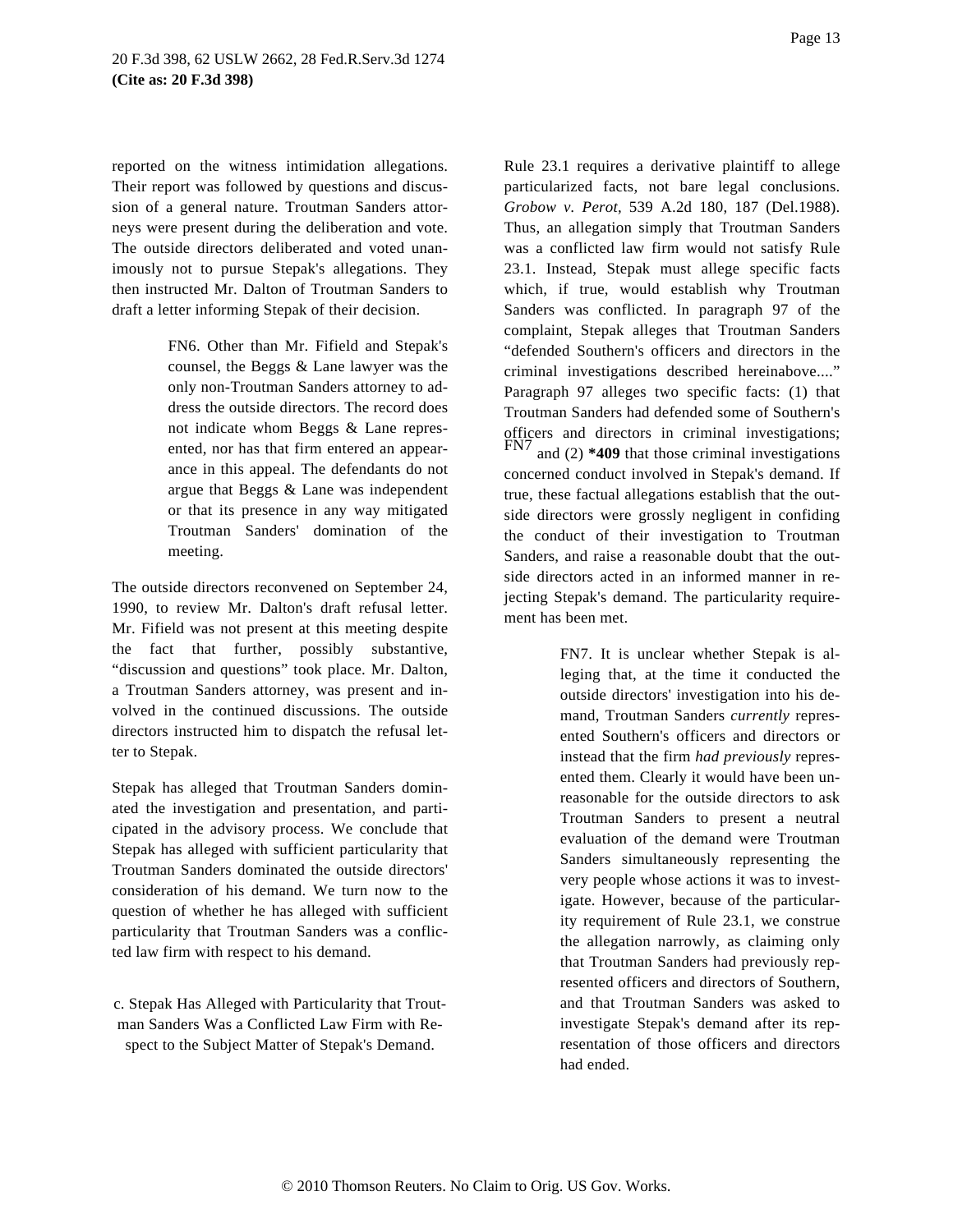reported on the witness intimidation allegations. Their report was followed by questions and discussion of a general nature. Troutman Sanders attorneys were present during the deliberation and vote. The outside directors deliberated and voted unanimously not to pursue Stepak's allegations. They then instructed Mr. Dalton of Troutman Sanders to draft a letter informing Stepak of their decision.

> FN6. Other than Mr. Fifield and Stepak's counsel, the Beggs & Lane lawyer was the only non-Troutman Sanders attorney to address the outside directors. The record does not indicate whom Beggs & Lane represented, nor has that firm entered an appearance in this appeal. The defendants do not argue that Beggs & Lane was independent or that its presence in any way mitigated Troutman Sanders' domination of the meeting.

The outside directors reconvened on September 24, 1990, to review Mr. Dalton's draft refusal letter. Mr. Fifield was not present at this meeting despite the fact that further, possibly substantive, "discussion and questions" took place. Mr. Dalton, a Troutman Sanders attorney, was present and involved in the continued discussions. The outside directors instructed him to dispatch the refusal letter to Stepak.

Stepak has alleged that Troutman Sanders dominated the investigation and presentation, and participated in the advisory process. We conclude that Stepak has alleged with sufficient particularity that Troutman Sanders dominated the outside directors' consideration of his demand. We turn now to the question of whether he has alleged with sufficient particularity that Troutman Sanders was a conflicted law firm with respect to his demand.

c. Stepak Has Alleged with Particularity that Troutman Sanders Was a Conflicted Law Firm with Respect to the Subject Matter of Stepak's Demand.

Rule 23.1 requires a derivative plaintiff to allege particularized facts, not bare legal conclusions. *Grobow v. Perot,* 539 A.2d 180, 187 (Del.1988). Thus, an allegation simply that Troutman Sanders was a conflicted law firm would not satisfy Rule 23.1. Instead, Stepak must allege specific facts which, if true, would establish why Troutman Sanders was conflicted. In paragraph 97 of the complaint, Stepak alleges that Troutman Sanders "defended Southern's officers and directors in the criminal investigations described hereinabove...." Paragraph 97 alleges two specific facts: (1) that Troutman Sanders had defended some of Southern's officers and directors in criminal investigations; FN7 and (2) **\*409** that those criminal investigations concerned conduct involved in Stepak's demand. If true, these factual allegations establish that the outside directors were grossly negligent in confiding the conduct of their investigation to Troutman Sanders, and raise a reasonable doubt that the outside directors acted in an informed manner in rejecting Stepak's demand. The particularity requirement has been met.

> FN7. It is unclear whether Stepak is alleging that, at the time it conducted the outside directors' investigation into his demand, Troutman Sanders *currently* represented Southern's officers and directors or instead that the firm *had previously* represented them. Clearly it would have been unreasonable for the outside directors to ask Troutman Sanders to present a neutral evaluation of the demand were Troutman Sanders simultaneously representing the very people whose actions it was to investigate. However, because of the particularity requirement of Rule 23.1, we construe the allegation narrowly, as claiming only that Troutman Sanders had previously represented officers and directors of Southern, and that Troutman Sanders was asked to investigate Stepak's demand after its representation of those officers and directors had ended.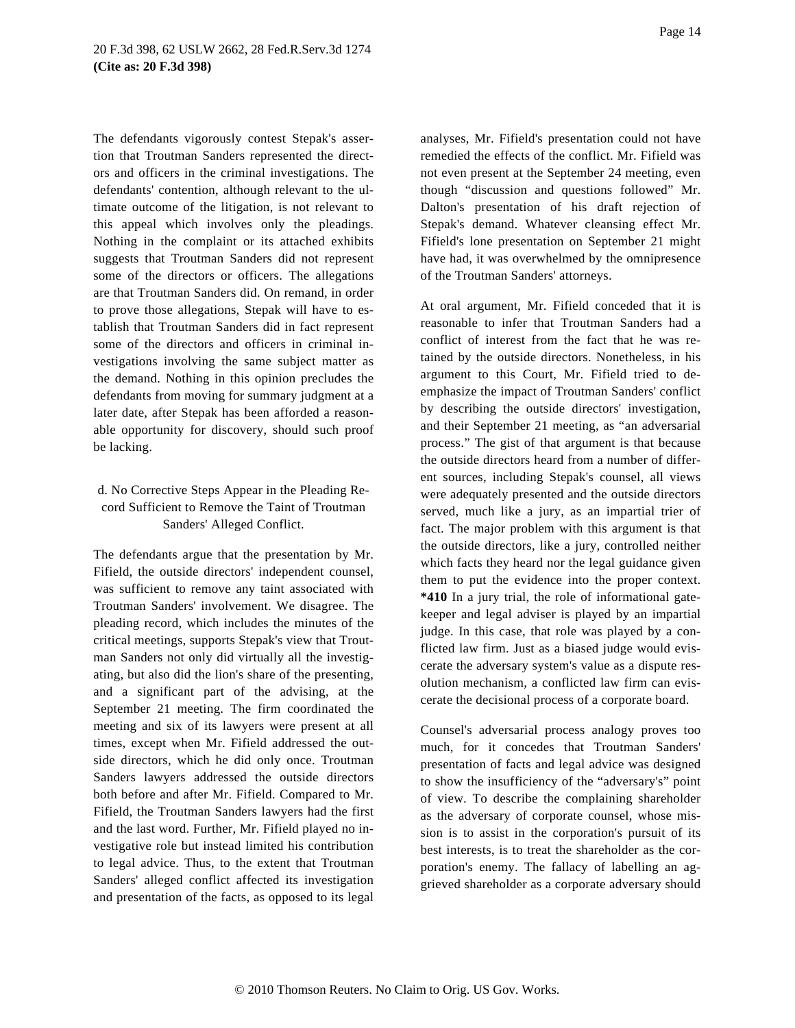The defendants vigorously contest Stepak's assertion that Troutman Sanders represented the directors and officers in the criminal investigations. The defendants' contention, although relevant to the ultimate outcome of the litigation, is not relevant to this appeal which involves only the pleadings. Nothing in the complaint or its attached exhibits suggests that Troutman Sanders did not represent some of the directors or officers. The allegations are that Troutman Sanders did. On remand, in order to prove those allegations, Stepak will have to establish that Troutman Sanders did in fact represent some of the directors and officers in criminal investigations involving the same subject matter as the demand. Nothing in this opinion precludes the defendants from moving for summary judgment at a later date, after Stepak has been afforded a reasonable opportunity for discovery, should such proof be lacking.

### d. No Corrective Steps Appear in the Pleading Record Sufficient to Remove the Taint of Troutman Sanders' Alleged Conflict.

The defendants argue that the presentation by Mr. Fifield, the outside directors' independent counsel, was sufficient to remove any taint associated with Troutman Sanders' involvement. We disagree. The pleading record, which includes the minutes of the critical meetings, supports Stepak's view that Troutman Sanders not only did virtually all the investigating, but also did the lion's share of the presenting, and a significant part of the advising, at the September 21 meeting. The firm coordinated the meeting and six of its lawyers were present at all times, except when Mr. Fifield addressed the outside directors, which he did only once. Troutman Sanders lawyers addressed the outside directors both before and after Mr. Fifield. Compared to Mr. Fifield, the Troutman Sanders lawyers had the first and the last word. Further, Mr. Fifield played no investigative role but instead limited his contribution to legal advice. Thus, to the extent that Troutman Sanders' alleged conflict affected its investigation and presentation of the facts, as opposed to its legal analyses, Mr. Fifield's presentation could not have remedied the effects of the conflict. Mr. Fifield was not even present at the September 24 meeting, even though "discussion and questions followed" Mr. Dalton's presentation of his draft rejection of Stepak's demand. Whatever cleansing effect Mr. Fifield's lone presentation on September 21 might have had, it was overwhelmed by the omnipresence of the Troutman Sanders' attorneys.

At oral argument, Mr. Fifield conceded that it is reasonable to infer that Troutman Sanders had a conflict of interest from the fact that he was retained by the outside directors. Nonetheless, in his argument to this Court, Mr. Fifield tried to deemphasize the impact of Troutman Sanders' conflict by describing the outside directors' investigation, and their September 21 meeting, as "an adversarial process." The gist of that argument is that because the outside directors heard from a number of different sources, including Stepak's counsel, all views were adequately presented and the outside directors served, much like a jury, as an impartial trier of fact. The major problem with this argument is that the outside directors, like a jury, controlled neither which facts they heard nor the legal guidance given them to put the evidence into the proper context. **\*410** In a jury trial, the role of informational gatekeeper and legal adviser is played by an impartial judge. In this case, that role was played by a conflicted law firm. Just as a biased judge would eviscerate the adversary system's value as a dispute resolution mechanism, a conflicted law firm can eviscerate the decisional process of a corporate board.

Counsel's adversarial process analogy proves too much, for it concedes that Troutman Sanders' presentation of facts and legal advice was designed to show the insufficiency of the "adversary's" point of view. To describe the complaining shareholder as the adversary of corporate counsel, whose mission is to assist in the corporation's pursuit of its best interests, is to treat the shareholder as the corporation's enemy. The fallacy of labelling an aggrieved shareholder as a corporate adversary should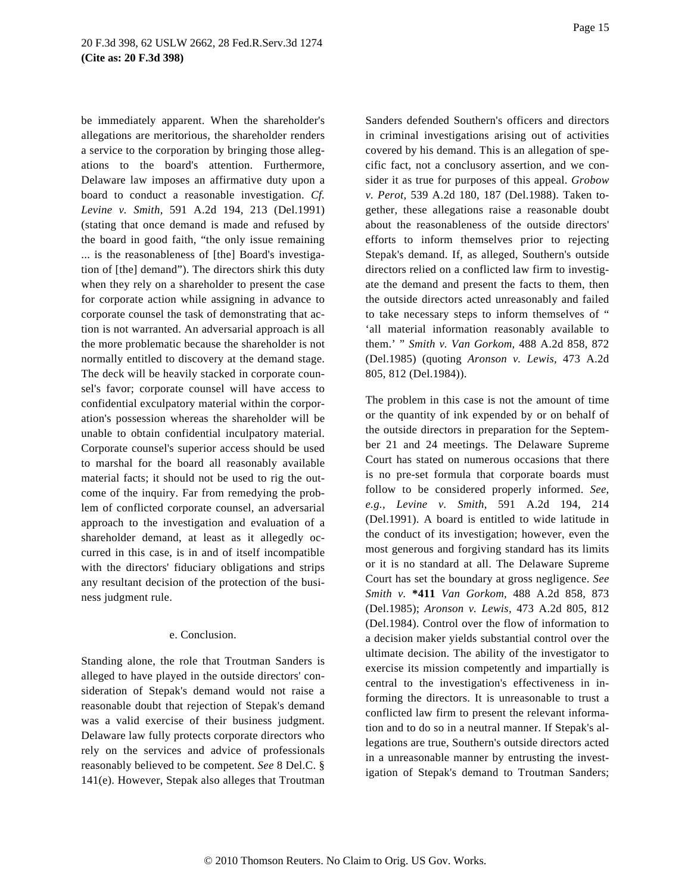be immediately apparent. When the shareholder's allegations are meritorious, the shareholder renders a service to the corporation by bringing those allegations to the board's attention. Furthermore, Delaware law imposes an affirmative duty upon a board to conduct a reasonable investigation. *Cf. Levine v. Smith,* 591 A.2d 194, 213 (Del.1991) (stating that once demand is made and refused by the board in good faith, "the only issue remaining ... is the reasonableness of [the] Board's investigation of [the] demand"). The directors shirk this duty when they rely on a shareholder to present the case for corporate action while assigning in advance to corporate counsel the task of demonstrating that action is not warranted. An adversarial approach is all the more problematic because the shareholder is not normally entitled to discovery at the demand stage. The deck will be heavily stacked in corporate counsel's favor; corporate counsel will have access to confidential exculpatory material within the corporation's possession whereas the shareholder will be unable to obtain confidential inculpatory material. Corporate counsel's superior access should be used to marshal for the board all reasonably available material facts; it should not be used to rig the outcome of the inquiry. Far from remedying the problem of conflicted corporate counsel, an adversarial approach to the investigation and evaluation of a shareholder demand, at least as it allegedly occurred in this case, is in and of itself incompatible with the directors' fiduciary obligations and strips any resultant decision of the protection of the business judgment rule.

e. Conclusion.

Standing alone, the role that Troutman Sanders is alleged to have played in the outside directors' consideration of Stepak's demand would not raise a reasonable doubt that rejection of Stepak's demand was a valid exercise of their business judgment. Delaware law fully protects corporate directors who rely on the services and advice of professionals reasonably believed to be competent. *See* 8 Del.C. § 141(e). However, Stepak also alleges that Troutman Sanders defended Southern's officers and directors in criminal investigations arising out of activities covered by his demand. This is an allegation of specific fact, not a conclusory assertion, and we consider it as true for purposes of this appeal. *Grobow v. Perot,* 539 A.2d 180, 187 (Del.1988). Taken together, these allegations raise a reasonable doubt about the reasonableness of the outside directors' efforts to inform themselves prior to rejecting Stepak's demand. If, as alleged, Southern's outside directors relied on a conflicted law firm to investigate the demand and present the facts to them, then the outside directors acted unreasonably and failed to take necessary steps to inform themselves of " 'all material information reasonably available to them.' " *Smith v. Van Gorkom,* 488 A.2d 858, 872 (Del.1985) (quoting *Aronson v. Lewis,* 473 A.2d 805, 812 (Del.1984)).

The problem in this case is not the amount of time or the quantity of ink expended by or on behalf of the outside directors in preparation for the September 21 and 24 meetings. The Delaware Supreme Court has stated on numerous occasions that there is no pre-set formula that corporate boards must follow to be considered properly informed. *See, e.g., Levine v. Smith,* 591 A.2d 194, 214 (Del.1991). A board is entitled to wide latitude in the conduct of its investigation; however, even the most generous and forgiving standard has its limits or it is no standard at all. The Delaware Supreme Court has set the boundary at gross negligence. *See Smith v.* **\*411** *Van Gorkom,* 488 A.2d 858, 873 (Del.1985); *Aronson v. Lewis,* 473 A.2d 805, 812 (Del.1984). Control over the flow of information to a decision maker yields substantial control over the ultimate decision. The ability of the investigator to exercise its mission competently and impartially is central to the investigation's effectiveness in informing the directors. It is unreasonable to trust a conflicted law firm to present the relevant information and to do so in a neutral manner. If Stepak's allegations are true, Southern's outside directors acted in a unreasonable manner by entrusting the investigation of Stepak's demand to Troutman Sanders;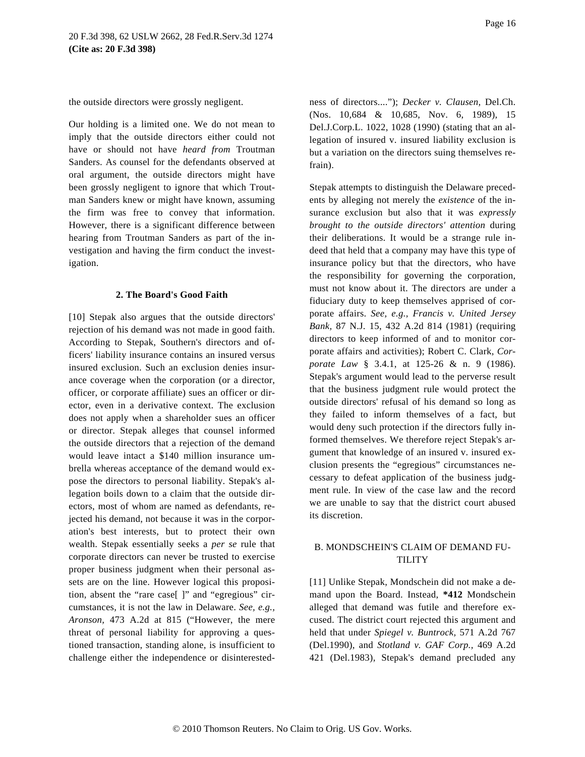the outside directors were grossly negligent.

Our holding is a limited one. We do not mean to imply that the outside directors either could not have or should not have *heard from* Troutman Sanders. As counsel for the defendants observed at oral argument, the outside directors might have been grossly negligent to ignore that which Troutman Sanders knew or might have known, assuming the firm was free to convey that information. However, there is a significant difference between hearing from Troutman Sanders as part of the investigation and having the firm conduct the investigation.

### 2. The Board's Good Faith

[10] Stepak also argues that the outside directors' rejection of his demand was not made in good faith. According to Stepak, Southern's directors and officers' liability insurance contains an insured versus insured exclusion. Such an exclusion denies insurance coverage when the corporation (or a director, officer, or corporate affiliate) sues an officer or director, even in a derivative context. The exclusion does not apply when a shareholder sues an officer or director. Stepak alleges that counsel informed the outside directors that a rejection of the demand would leave intact a $140 million insurance umbrella whereas acceptance of the demand would expose the directors to personal liability. Stepak's allegation boils down to a claim that the outside directors, most of whom are named as defendants, rejected his demand, not because it was in the corporation's best interests, but to protect their own wealth. Stepak essentially seeks a *per se* rule that corporate directors can never be trusted to exercise proper business judgment when their personal assets are on the line. However logical this proposition, absent the "rare case[ ]" and "egregious" circumstances, it is not the law in Delaware. *See, e.g., Aronson,* 473 A.2d at 815 ("However, the mere threat of personal liability for approving a questioned transaction, standing alone, is insufficient to challenge either the independence or disinterestedness of directors...."); *Decker v. Clausen,* Del.Ch. (Nos. 10,684 & 10,685, Nov. 6, 1989), 15 Del.J.Corp.L. 1022, 1028 (1990) (stating that an allegation of insured v. insured liability exclusion is but a variation on the directors suing themselves refrain).

Stepak attempts to distinguish the Delaware precedents by alleging not merely the *existence* of the insurance exclusion but also that it was *expressly brought to the outside directors' attention* during their deliberations. It would be a strange rule indeed that held that a company may have this type of insurance policy but that the directors, who have the responsibility for governing the corporation, must not know about it. The directors are under a fiduciary duty to keep themselves apprised of corporate affairs. *See, e.g., Francis v. United Jersey Bank,* 87 N.J. 15, 432 A.2d 814 (1981) (requiring directors to keep informed of and to monitor corporate affairs and activities); Robert C. Clark, *Corporate Law* § 3.4.1, at 125-26 & n. 9 (1986). Stepak's argument would lead to the perverse result that the business judgment rule would protect the outside directors' refusal of his demand so long as they failed to inform themselves of a fact, but would deny such protection if the directors fully informed themselves. We therefore reject Stepak's argument that knowledge of an insured v. insured exclusion presents the "egregious" circumstances necessary to defeat application of the business judgment rule. In view of the case law and the record we are unable to say that the district court abused its discretion.

### B. MONDSCHEIN'S CLAIM OF DEMAND FUTILITY

[11] Unlike Stepak, Mondschein did not make a demand upon the Board. Instead, **\*412** Mondschein alleged that demand was futile and therefore excused. The district court rejected this argument and held that under *Spiegel v. Buntrock,* 571 A.2d 767 (Del.1990), and *Stotland v. GAF Corp.,* 469 A.2d 421 (Del.1983), Stepak's demand precluded any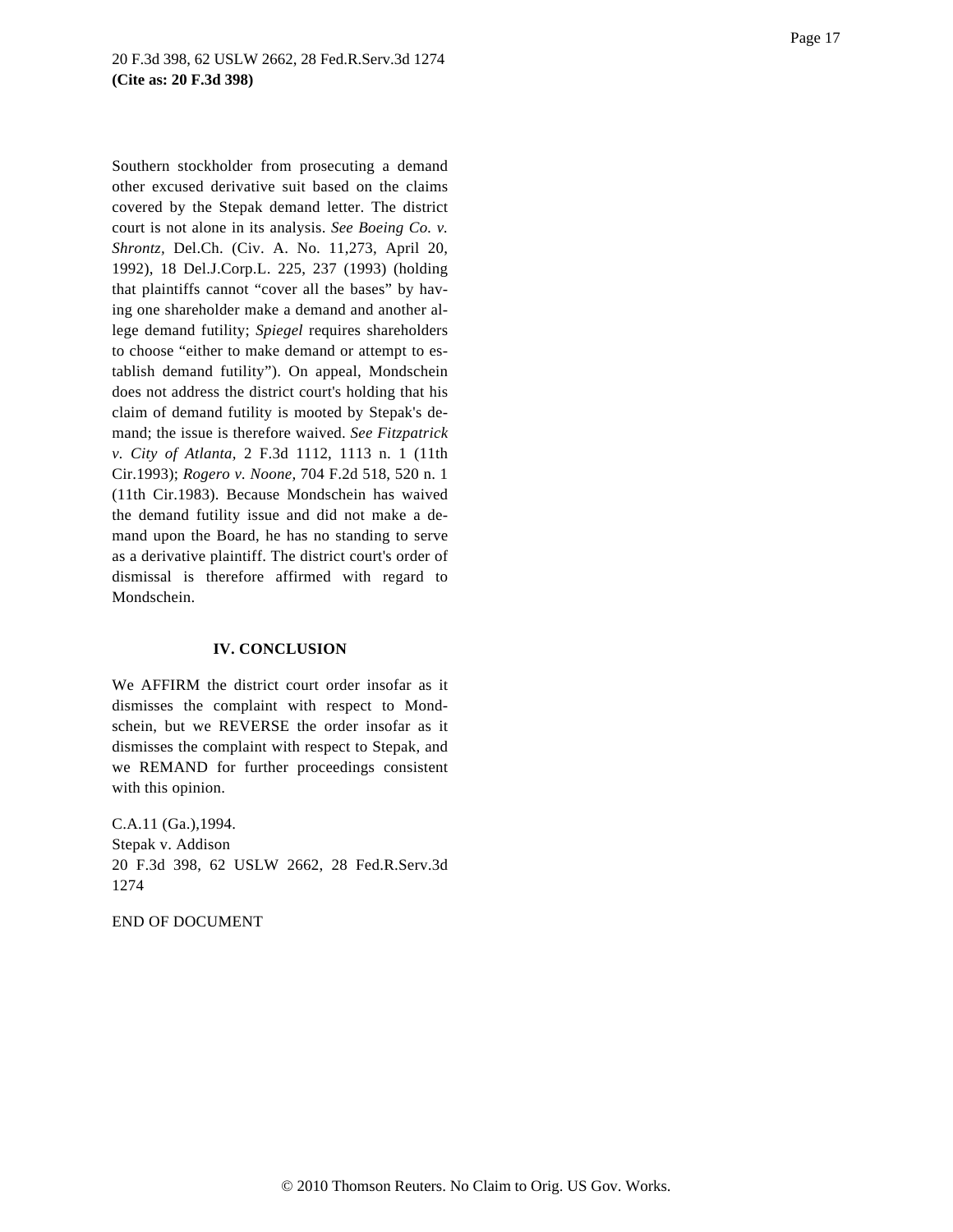Southern stockholder from prosecuting a demand other excused derivative suit based on the claims covered by the Stepak demand letter. The district court is not alone in its analysis. *See Boeing Co. v. Shrontz*, Del.Ch. (Civ. A. No. 11,273, April 20, 1992), 18 Del.J.Corp.L. 225, 237 (1993) (holding that plaintiffs cannot "cover all the bases" by having one shareholder make a demand and another allege demand futility; *Spiegel* requires shareholders to choose "either to make demand or attempt to establish demand futility"). On appeal, Mondschein does not address the district court's holding that his claim of demand futility is mooted by Stepak's demand; the issue is therefore waived. *See Fitzpatrick v. City of Atlanta,* 2 F.3d 1112, 1113 n. 1 (11th Cir.1993); *Rogero v. Noone,* 704 F.2d 518, 520 n. 1 (11th Cir.1983). Because Mondschein has waived the demand futility issue and did not make a demand upon the Board, he has no standing to serve as a derivative plaintiff. The district court's order of dismissal is therefore affirmed with regard to Mondschein.

## IV. CONCLUSION

We AFFIRM the district court order insofar as it dismisses the complaint with respect to Mondschein, but we REVERSE the order insofar as it dismisses the complaint with respect to Stepak, and we REMAND for further proceedings consistent with this opinion.

C.A.11 (Ga.),1994.
Stepak v. Addison
20 F.3d 398, 62 USLW 2662, 28 Fed.R.Serv.3d 1274

END OF DOCUMENT